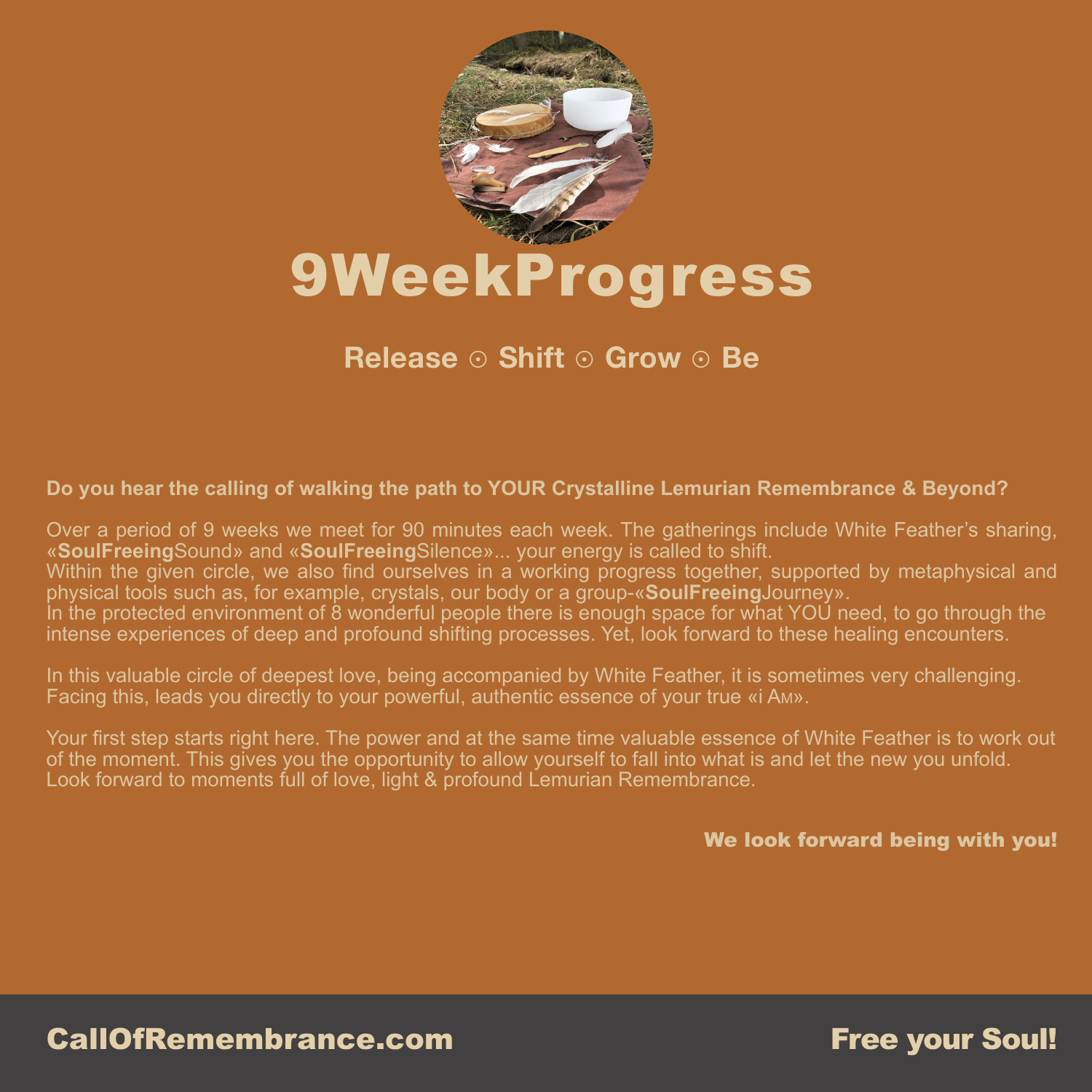# 9WeekProgress

## Release ⊙ Shift ⊙ Grow ⊙ Be

**Do you hear the calling of walking the path to YOUR Crystalline Lemurian Remembrance & Beyond?**

Over a period of 9 weeks we meet for 90 minutes each week. The gatherings include White Feather's sharing, «**SoulFreeing**Sound» and «**SoulFreeing**Silence»... your energy is called to shift.
Within the given circle, we also find ourselves in a working progress together, supported by metaphysical and physical tools such as, for example, crystals, our body or a group-«**SoulFreeing**Journey».
In the protected environment of 8 wonderful people there is enough space for what YOU need, to go through the intense experiences of deep and profound shifting processes. Yet, look forward to these healing encounters.

In this valuable circle of deepest love, being accompanied by White Feather, it is sometimes very challenging. Facing this, leads you directly to your powerful, authentic essence of your true «i Am».

Your first step starts right here. The power and at the same time valuable essence of White Feather is to work out of the moment. This gives you the opportunity to allow yourself to fall into what is and let the new you unfold. Look forward to moments full of love, light & profound Lemurian Remembrance.

**We look forward being with you!**

**CallOfRemembrance.com** **Free your Soul!**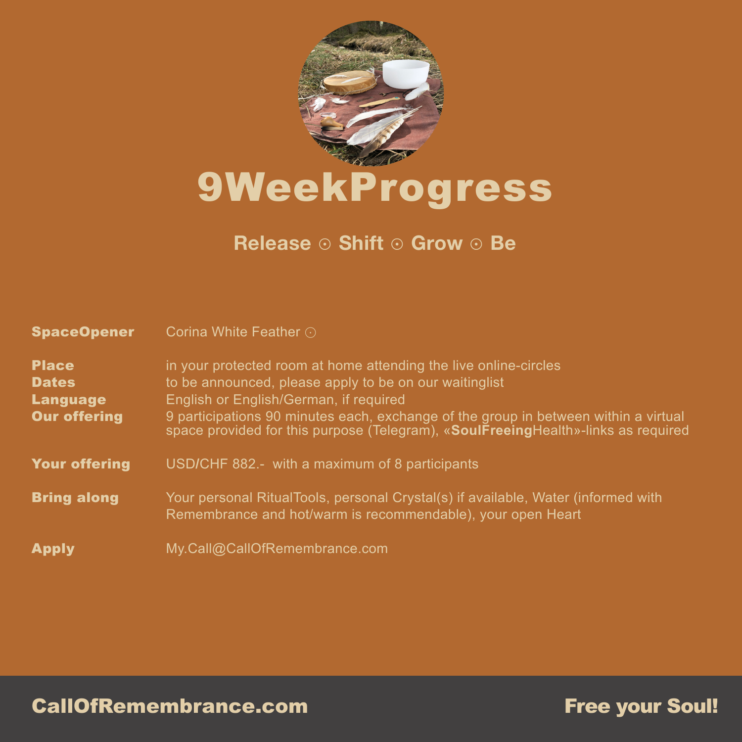# 9WeekProgress

## Release ⊙ Shift ⊙ Grow ⊙ Be

| | |
|---|---|
| **SpaceOpener** | Corina White Feather ⊙ |
| **Place** | in your protected room at home attending the live online-circles |
| **Dates** | to be announced, please apply to be on our waitinglist |
| **Language** | English or English/German, if required |
| **Our offering** | 9 participations 90 minutes each, exchange of the group in between within a virtual space provided for this purpose (Telegram), «**SoulFreeing**Health»-links as required |
| **Your offering** | USD/CHF 882.-  with a maximum of 8 participants |
| **Bring along** | Your personal RitualTools, personal Crystal(s) if available, Water (informed with Remembrance and hot/warm is recommendable), your open Heart |
| **Apply** | My.Call@CallOfRemembrance.com |

**CallOfRemembrance.com** **Free your Soul!**